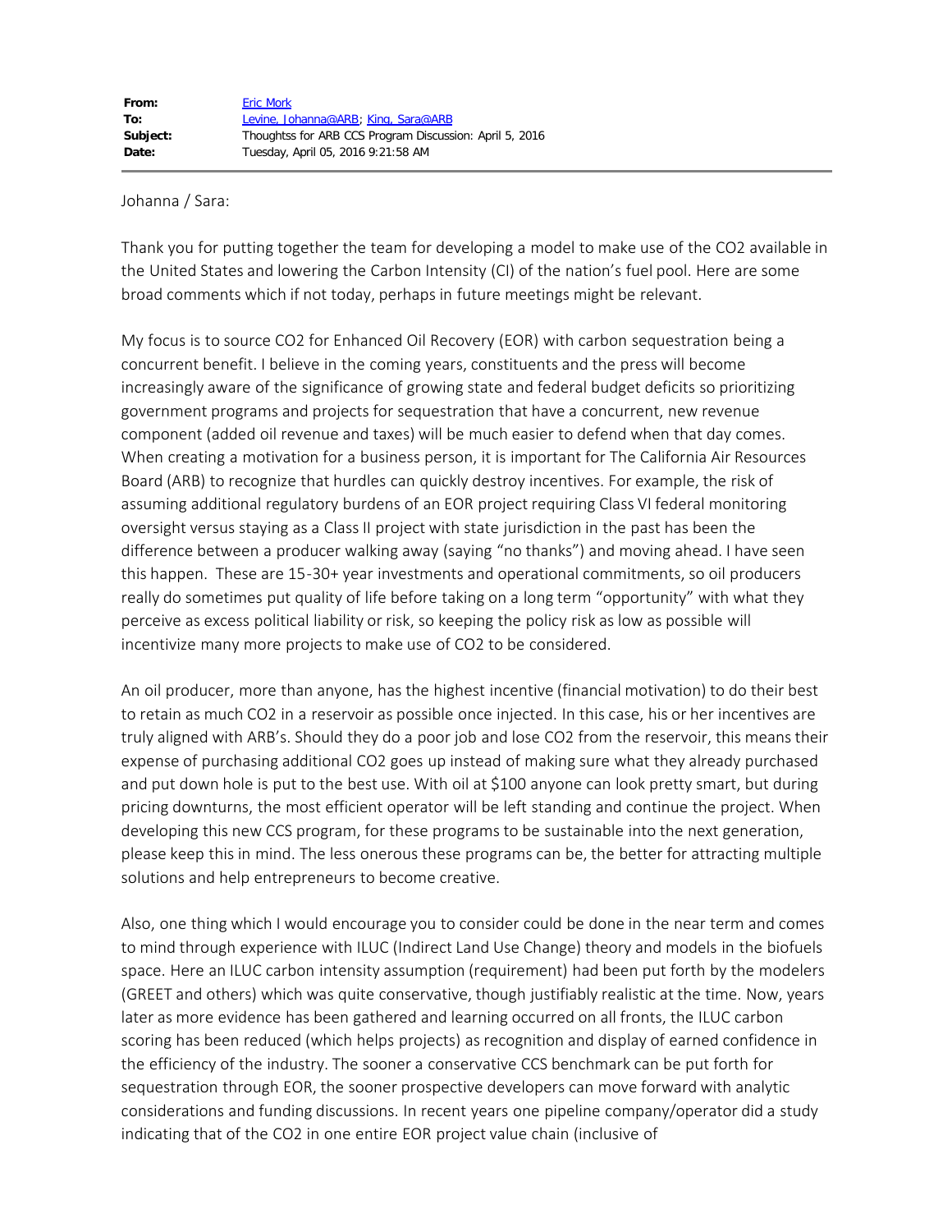**From:** Eric Mork
**To:** Levine, Johanna@ARB; King, Sara@ARB
**Subject:** Thoughtss for ARB CCS Program Discussion: April 5, 2016
**Date:** Tuesday, April 05, 2016 9:21:58 AM

---

Johanna / Sara:

Thank you for putting together the team for developing a model to make use of the $CO_2$ available in the United States and lowering the Carbon Intensity (CI) of the nation's fuel pool. Here are some broad comments which if not today, perhaps in future meetings might be relevant.

My focus is to source $CO_2$ for Enhanced Oil Recovery (EOR) with carbon sequestration being a concurrent benefit. I believe in the coming years, constituents and the press will become increasingly aware of the significance of growing state and federal budget deficits so prioritizing government programs and projects for sequestration that have a concurrent, new revenue component (added oil revenue and taxes) will be much easier to defend when that day comes. When creating a motivation for a business person, it is important for The California Air Resources Board (ARB) to recognize that hurdles can quickly destroy incentives. For example, the risk of assuming additional regulatory burdens of an EOR project requiring Class VI federal monitoring oversight versus staying as a Class II project with state jurisdiction in the past has been the difference between a producer walking away (saying "no thanks") and moving ahead. I have seen this happen. These are 15-30+ year investments and operational commitments, so oil producers really do sometimes put quality of life before taking on a long term "opportunity" with what they perceive as excess political liability or risk, so keeping the policy risk as low as possible will incentivize many more projects to make use of $CO_2$ to be considered.

An oil producer, more than anyone, has the highest incentive (financial motivation) to do their best to retain as much $CO_2$ in a reservoir as possible once injected. In this case, his or her incentives are truly aligned with ARB's. Should they do a poor job and lose $CO_2$ from the reservoir, this means their expense of purchasing additional $CO_2$ goes up instead of making sure what they already purchased and put down hole is put to the best use. With oil at $100 anyone can look pretty smart, but during pricing downturns, the most efficient operator will be left standing and continue the project. When developing this new CCS program, for these programs to be sustainable into the next generation, please keep this in mind. The less onerous these programs can be, the better for attracting multiple solutions and help entrepreneurs to become creative.

Also, one thing which I would encourage you to consider could be done in the near term and comes to mind through experience with ILUC (Indirect Land Use Change) theory and models in the biofuels space. Here an ILUC carbon intensity assumption (requirement) had been put forth by the modelers (GREET and others) which was quite conservative, though justifiably realistic at the time. Now, years later as more evidence has been gathered and learning occurred on all fronts, the ILUC carbon scoring has been reduced (which helps projects) as recognition and display of earned confidence in the efficiency of the industry. The sooner a conservative CCS benchmark can be put forth for sequestration through EOR, the sooner prospective developers can move forward with analytic considerations and funding discussions. In recent years one pipeline company/operator did a study indicating that of the $CO_2$ in one entire EOR project value chain (inclusive of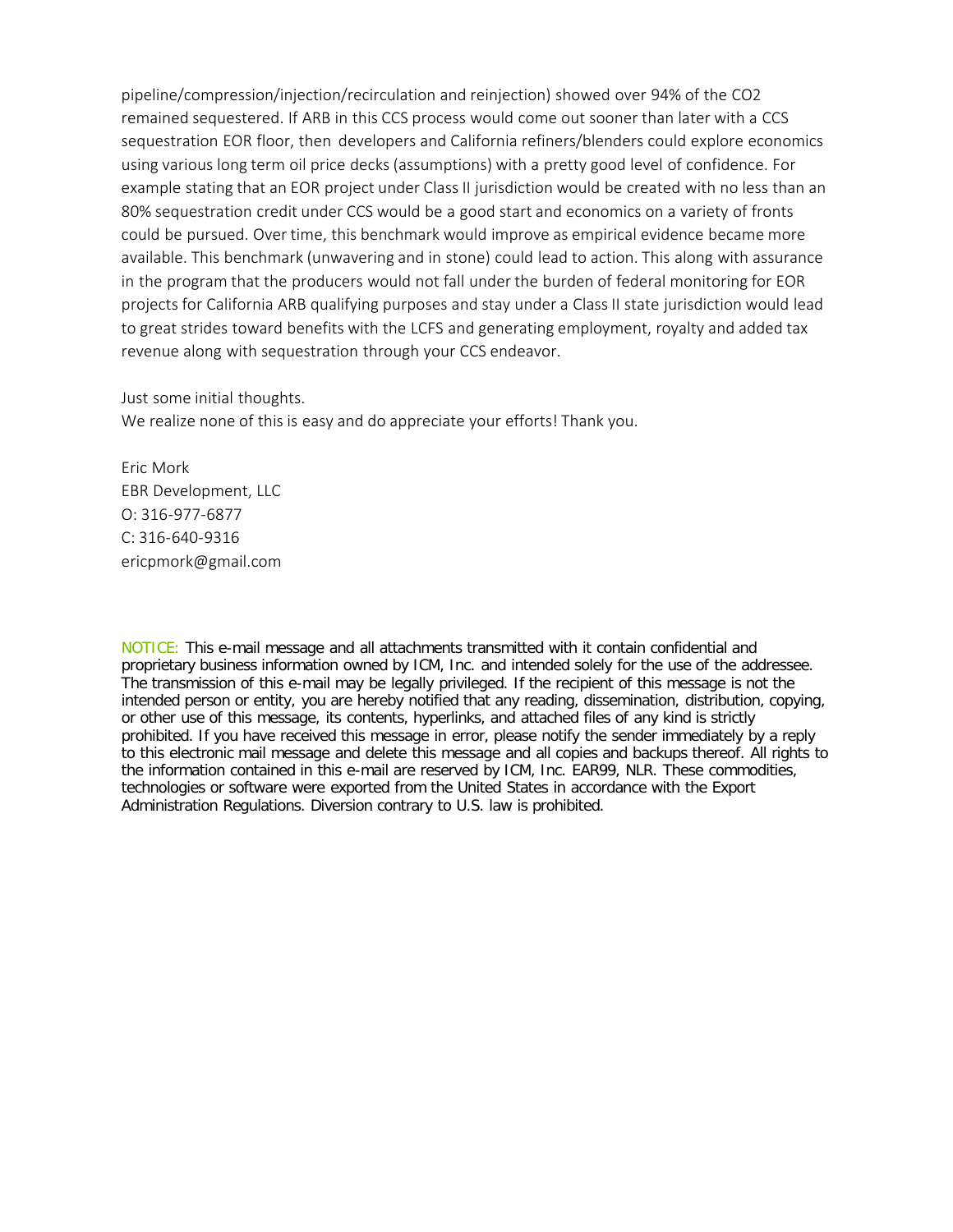pipeline/compression/injection/recirculation and reinjection) showed over 94% of the $CO_2$ remained sequestered. If ARB in this CCS process would come out sooner than later with a CCS sequestration EOR floor, then developers and California refiners/blenders could explore economics using various long term oil price decks (assumptions) with a pretty good level of confidence. For example stating that an EOR project under Class II jurisdiction would be created with no less than an 80% sequestration credit under CCS would be a good start and economics on a variety of fronts could be pursued. Over time, this benchmark would improve as empirical evidence became more available. This benchmark (unwavering and in stone) could lead to action. This along with assurance in the program that the producers would not fall under the burden of federal monitoring for EOR projects for California ARB qualifying purposes and stay under a Class II state jurisdiction would lead to great strides toward benefits with the LCFS and generating employment, royalty and added tax revenue along with sequestration through your CCS endeavor.

Just some initial thoughts.
We realize none of this is easy and do appreciate your efforts! Thank you.

Eric Mork
EBR Development, LLC
O: 316-977-6877
C: 316-640-9316
ericpmork@gmail.com

NOTICE: This e-mail message and all attachments transmitted with it contain confidential and proprietary business information owned by ICM, Inc. and intended solely for the use of the addressee. The transmission of this e-mail may be legally privileged. If the recipient of this message is not the intended person or entity, you are hereby notified that any reading, dissemination, distribution, copying, or other use of this message, its contents, hyperlinks, and attached files of any kind is strictly prohibited. If you have received this message in error, please notify the sender immediately by a reply to this electronic mail message and delete this message and all copies and backups thereof. All rights to the information contained in this e-mail are reserved by ICM, Inc. EAR99, NLR. These commodities, technologies or software were exported from the United States in accordance with the Export Administration Regulations. Diversion contrary to U.S. law is prohibited.